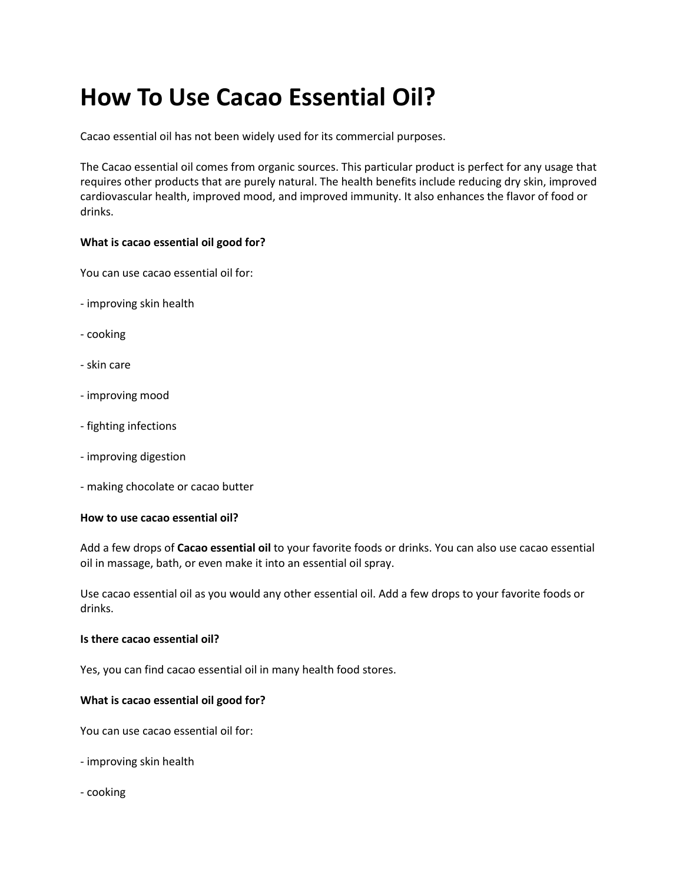# How To Use Cacao Essential Oil?

Cacao essential oil has not been widely used for its commercial purposes.

The Cacao essential oil comes from organic sources. This particular product is perfect for any usage that requires other products that are purely natural. The health benefits include reducing dry skin, improved cardiovascular health, improved mood, and improved immunity. It also enhances the flavor of food or drinks.

**What is cacao essential oil good for?**

You can use cacao essential oil for:

- improving skin health

- cooking

- skin care

- improving mood

- fighting infections

- improving digestion

- making chocolate or cacao butter

**How to use cacao essential oil?**

Add a few drops of **Cacao essential oil** to your favorite foods or drinks. You can also use cacao essential oil in massage, bath, or even make it into an essential oil spray.

Use cacao essential oil as you would any other essential oil. Add a few drops to your favorite foods or drinks.

**Is there cacao essential oil?**

Yes, you can find cacao essential oil in many health food stores.

**What is cacao essential oil good for?**

You can use cacao essential oil for:

- improving skin health

- cooking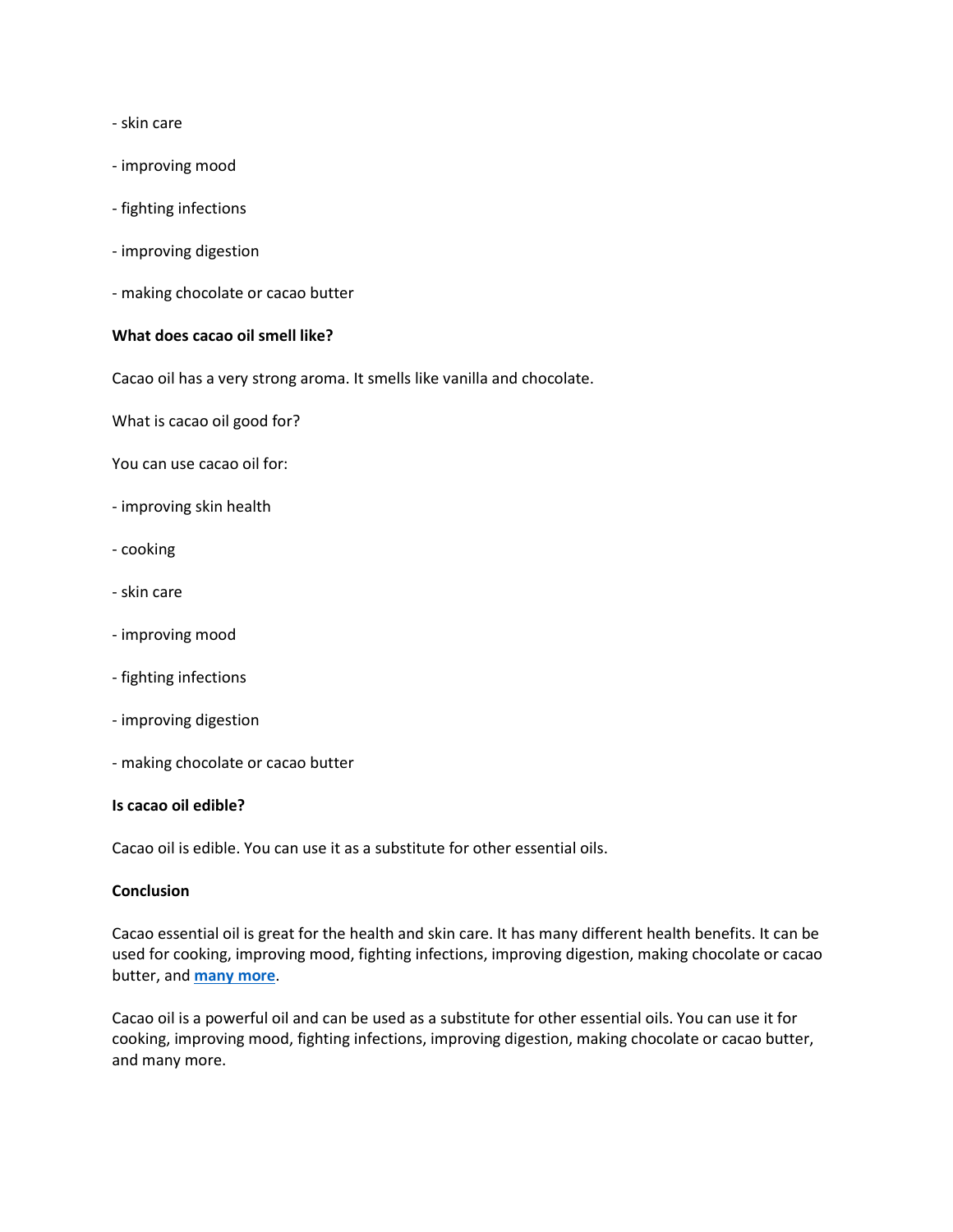- skin care

- improving mood

- fighting infections

- improving digestion

- making chocolate or cacao butter

**What does cacao oil smell like?**

Cacao oil has a very strong aroma. It smells like vanilla and chocolate.

What is cacao oil good for?

You can use cacao oil for:

- improving skin health

- cooking

- skin care

- improving mood

- fighting infections

- improving digestion

- making chocolate or cacao butter

**Is cacao oil edible?**

Cacao oil is edible. You can use it as a substitute for other essential oils.

**Conclusion**

Cacao essential oil is great for the health and skin care. It has many different health benefits. It can be used for cooking, improving mood, fighting infections, improving digestion, making chocolate or cacao butter, and **many more**.

Cacao oil is a powerful oil and can be used as a substitute for other essential oils. You can use it for cooking, improving mood, fighting infections, improving digestion, making chocolate or cacao butter, and many more.